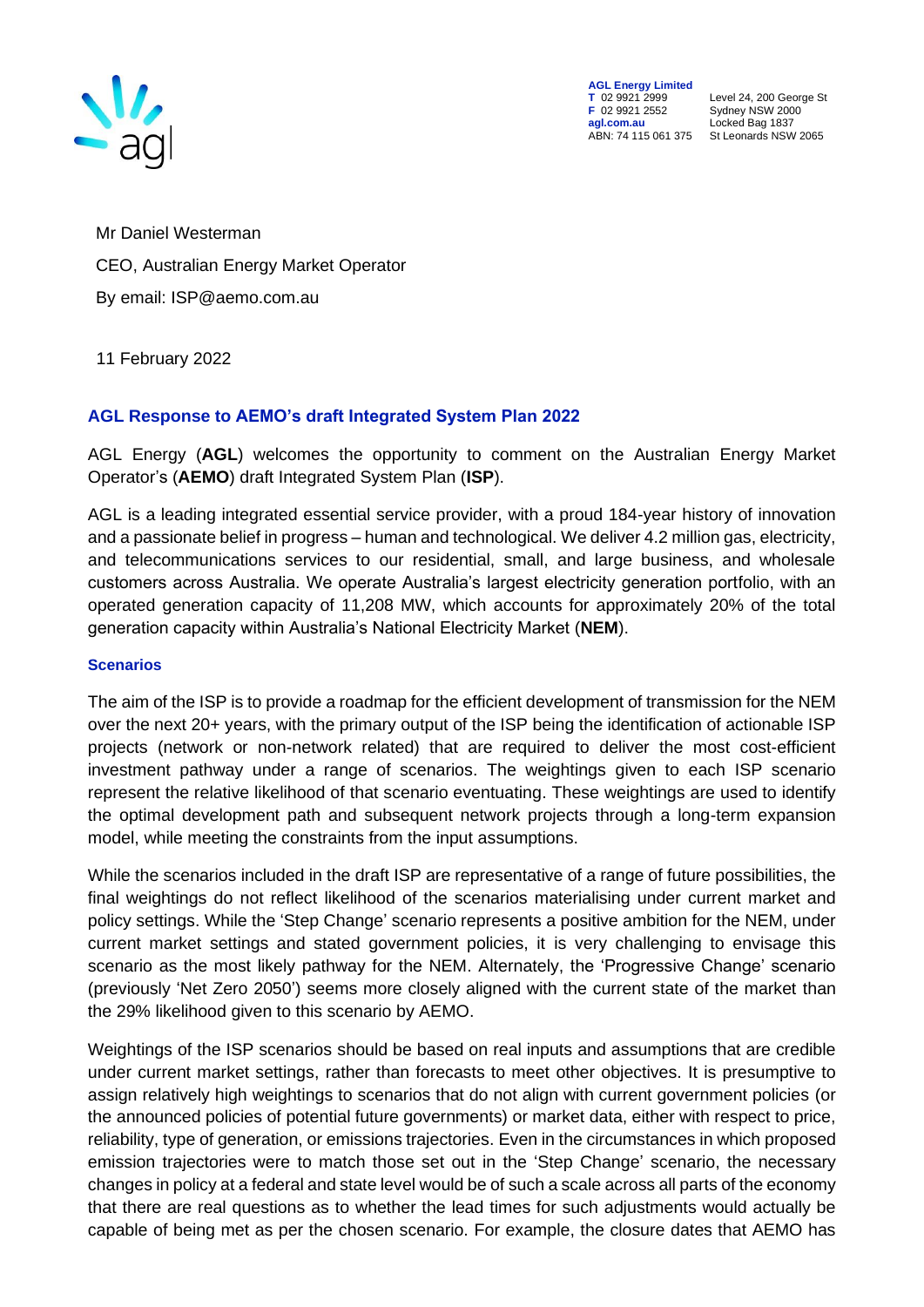**AGL Energy Limited**
**T** 02 9921 2999
**F** 02 9921 2552
**agl.com.au**
ABN: 74 115 061 375

Level 24, 200 George St
Sydney NSW 2000
Locked Bag 1837
St Leonards NSW 2065

Mr Daniel Westerman

CEO, Australian Energy Market Operator

By email: ISP@aemo.com.au

11 February 2022

## AGL Response to AEMO's draft Integrated System Plan 2022

AGL Energy (**AGL**) welcomes the opportunity to comment on the Australian Energy Market Operator's (**AEMO**) draft Integrated System Plan (**ISP**).

AGL is a leading integrated essential service provider, with a proud 184-year history of innovation and a passionate belief in progress – human and technological. We deliver 4.2 million gas, electricity, and telecommunications services to our residential, small, and large business, and wholesale customers across Australia. We operate Australia's largest electricity generation portfolio, with an operated generation capacity of 11,208 MW, which accounts for approximately 20% of the total generation capacity within Australia's National Electricity Market (**NEM**).

### Scenarios

The aim of the ISP is to provide a roadmap for the efficient development of transmission for the NEM over the next 20+ years, with the primary output of the ISP being the identification of actionable ISP projects (network or non-network related) that are required to deliver the most cost-efficient investment pathway under a range of scenarios. The weightings given to each ISP scenario represent the relative likelihood of that scenario eventuating. These weightings are used to identify the optimal development path and subsequent network projects through a long-term expansion model, while meeting the constraints from the input assumptions.

While the scenarios included in the draft ISP are representative of a range of future possibilities, the final weightings do not reflect likelihood of the scenarios materialising under current market and policy settings. While the 'Step Change' scenario represents a positive ambition for the NEM, under current market settings and stated government policies, it is very challenging to envisage this scenario as the most likely pathway for the NEM. Alternately, the 'Progressive Change' scenario (previously 'Net Zero 2050') seems more closely aligned with the current state of the market than the 29% likelihood given to this scenario by AEMO.

Weightings of the ISP scenarios should be based on real inputs and assumptions that are credible under current market settings, rather than forecasts to meet other objectives. It is presumptive to assign relatively high weightings to scenarios that do not align with current government policies (or the announced policies of potential future governments) or market data, either with respect to price, reliability, type of generation, or emissions trajectories. Even in the circumstances in which proposed emission trajectories were to match those set out in the 'Step Change' scenario, the necessary changes in policy at a federal and state level would be of such a scale across all parts of the economy that there are real questions as to whether the lead times for such adjustments would actually be capable of being met as per the chosen scenario. For example, the closure dates that AEMO has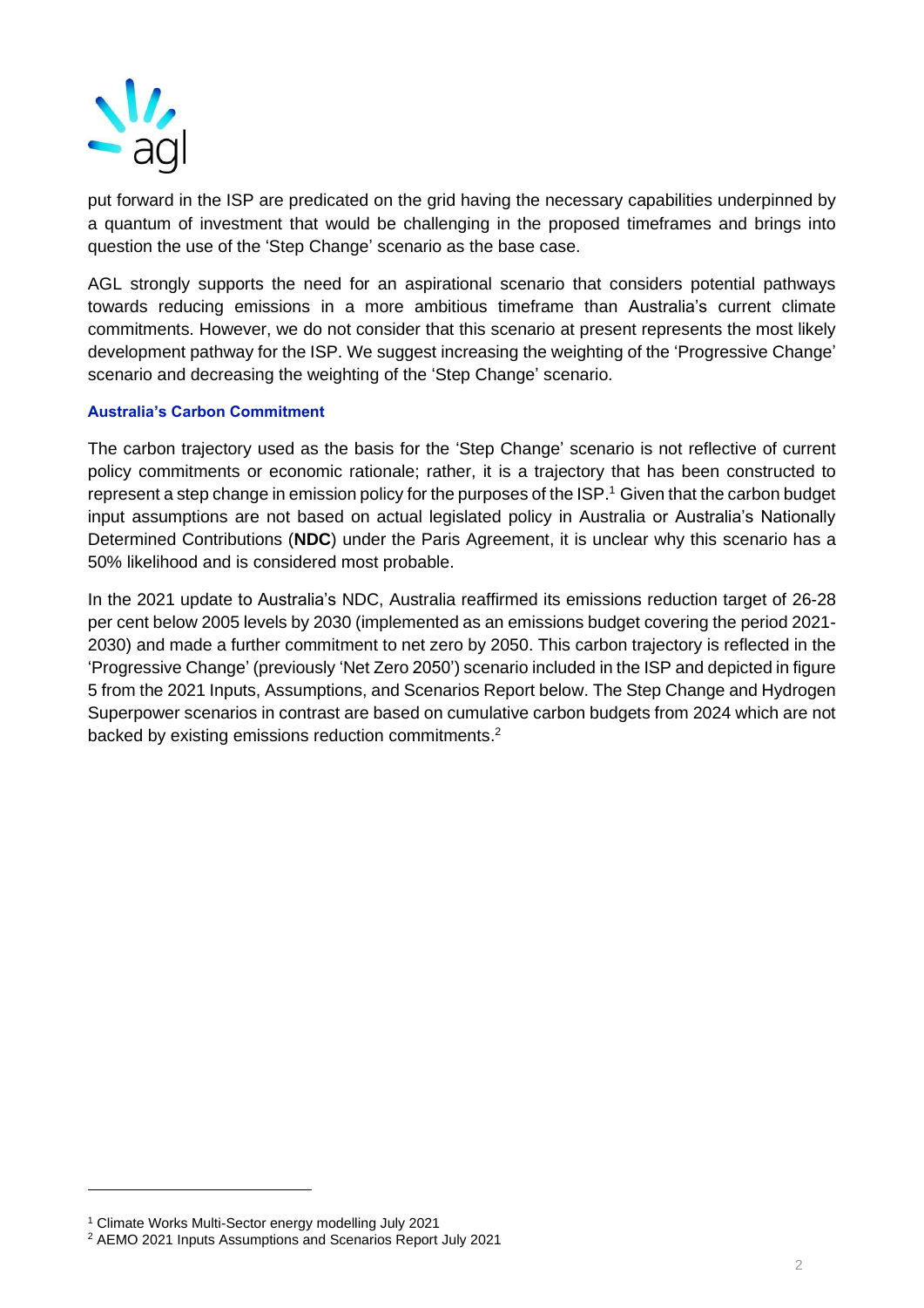put forward in the ISP are predicated on the grid having the necessary capabilities underpinned by a quantum of investment that would be challenging in the proposed timeframes and brings into question the use of the 'Step Change' scenario as the base case.

AGL strongly supports the need for an aspirational scenario that considers potential pathways towards reducing emissions in a more ambitious timeframe than Australia's current climate commitments. However, we do not consider that this scenario at present represents the most likely development pathway for the ISP. We suggest increasing the weighting of the 'Progressive Change' scenario and decreasing the weighting of the 'Step Change' scenario.

### Australia's Carbon Commitment

The carbon trajectory used as the basis for the 'Step Change' scenario is not reflective of current policy commitments or economic rationale; rather, it is a trajectory that has been constructed to represent a step change in emission policy for the purposes of the ISP.[1] Given that the carbon budget input assumptions are not based on actual legislated policy in Australia or Australia's Nationally Determined Contributions (**NDC**) under the Paris Agreement, it is unclear why this scenario has a 50% likelihood and is considered most probable.

In the 2021 update to Australia's NDC, Australia reaffirmed its emissions reduction target of 26-28 per cent below 2005 levels by 2030 (implemented as an emissions budget covering the period 2021-2030) and made a further commitment to net zero by 2050. This carbon trajectory is reflected in the 'Progressive Change' (previously 'Net Zero 2050') scenario included in the ISP and depicted in figure 5 from the 2021 Inputs, Assumptions, and Scenarios Report below. The Step Change and Hydrogen Superpower scenarios in contrast are based on cumulative carbon budgets from 2024 which are not backed by existing emissions reduction commitments.[2]

---

[1] Climate Works Multi-Sector energy modelling July 2021

[2] AEMO 2021 Inputs Assumptions and Scenarios Report July 2021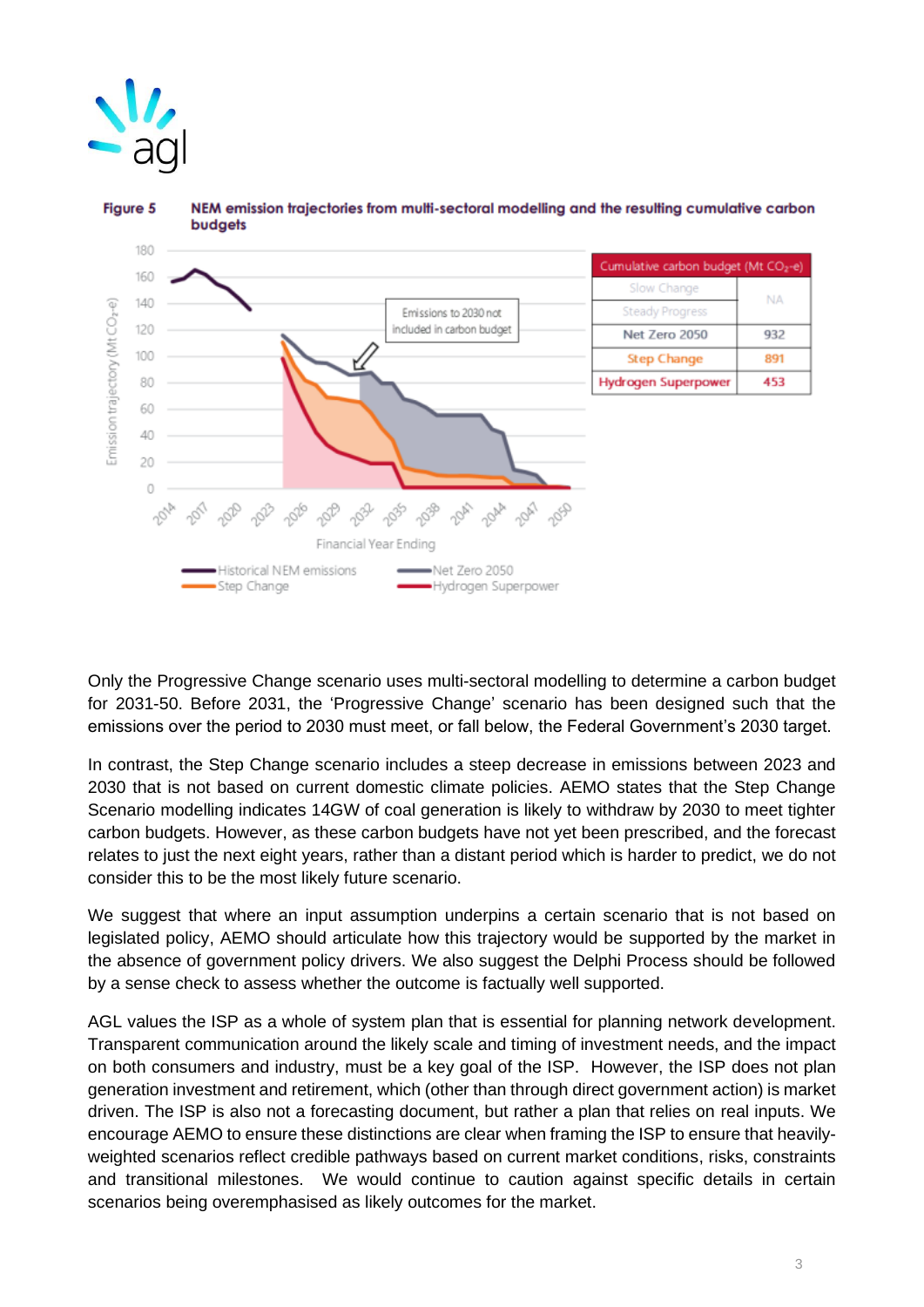**Figure 5** **NEM emission trajectories from multi-sectoral modelling and the resulting cumulative carbon budgets**

| Cumulative carbon budget (Mt $CO_2$-e) | |
|---|---|
| Slow Change | NA |
| Steady Progress | |
| Net Zero 2050 | 932 |
| Step Change | 891 |
| Hydrogen Superpower | 453 |

Only the Progressive Change scenario uses multi-sectoral modelling to determine a carbon budget for 2031-50. Before 2031, the 'Progressive Change' scenario has been designed such that the emissions over the period to 2030 must meet, or fall below, the Federal Government's 2030 target.

In contrast, the Step Change scenario includes a steep decrease in emissions between 2023 and 2030 that is not based on current domestic climate policies. AEMO states that the Step Change Scenario modelling indicates 14GW of coal generation is likely to withdraw by 2030 to meet tighter carbon budgets. However, as these carbon budgets have not yet been prescribed, and the forecast relates to just the next eight years, rather than a distant period which is harder to predict, we do not consider this to be the most likely future scenario.

We suggest that where an input assumption underpins a certain scenario that is not based on legislated policy, AEMO should articulate how this trajectory would be supported by the market in the absence of government policy drivers. We also suggest the Delphi Process should be followed by a sense check to assess whether the outcome is factually well supported.

AGL values the ISP as a whole of system plan that is essential for planning network development. Transparent communication around the likely scale and timing of investment needs, and the impact on both consumers and industry, must be a key goal of the ISP. However, the ISP does not plan generation investment and retirement, which (other than through direct government action) is market driven. The ISP is also not a forecasting document, but rather a plan that relies on real inputs. We encourage AEMO to ensure these distinctions are clear when framing the ISP to ensure that heavily-weighted scenarios reflect credible pathways based on current market conditions, risks, constraints and transitional milestones. We would continue to caution against specific details in certain scenarios being overemphasised as likely outcomes for the market.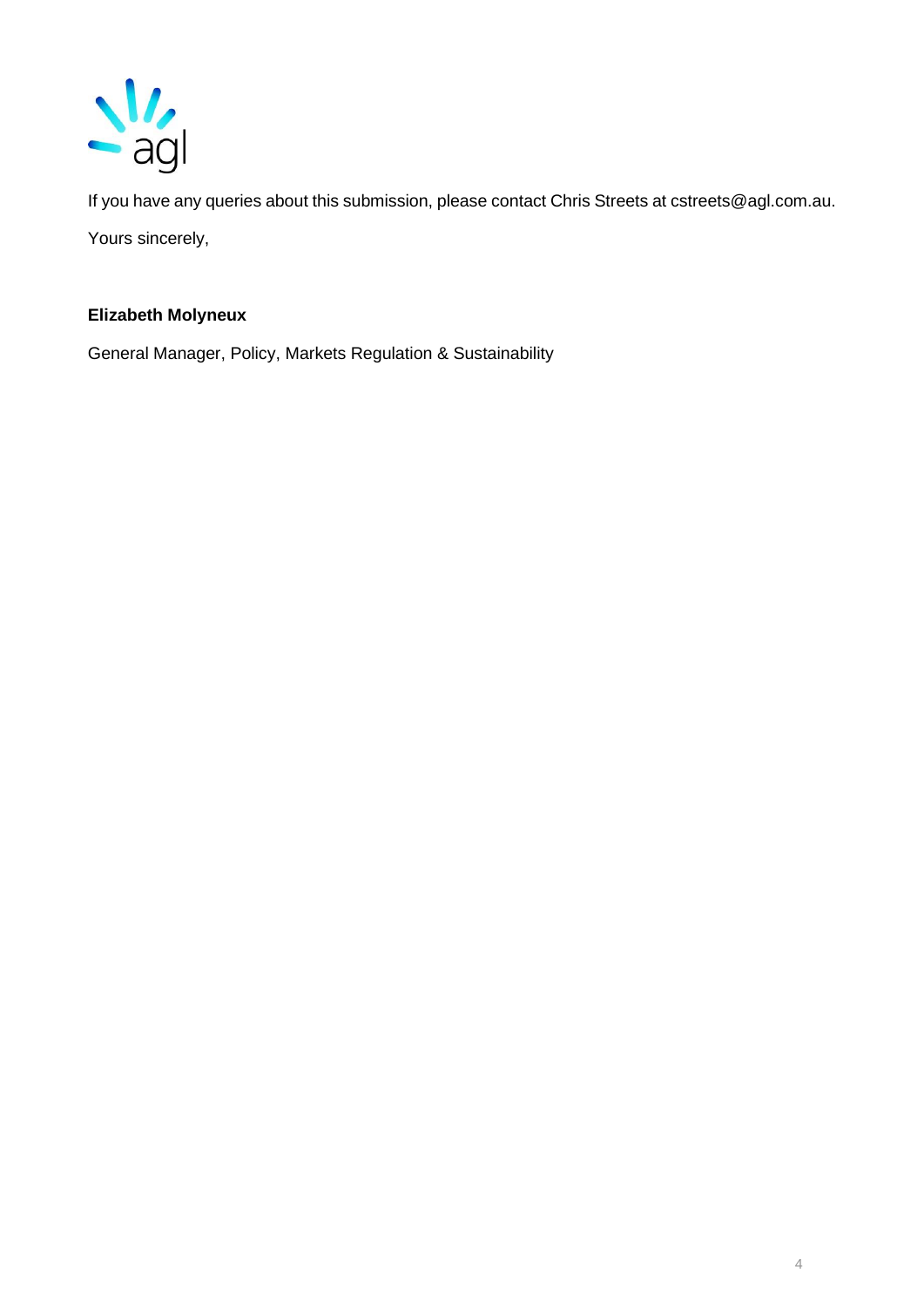If you have any queries about this submission, please contact Chris Streets at cstreets@agl.com.au.

Yours sincerely,

**Elizabeth Molyneux**

General Manager, Policy, Markets Regulation & Sustainability